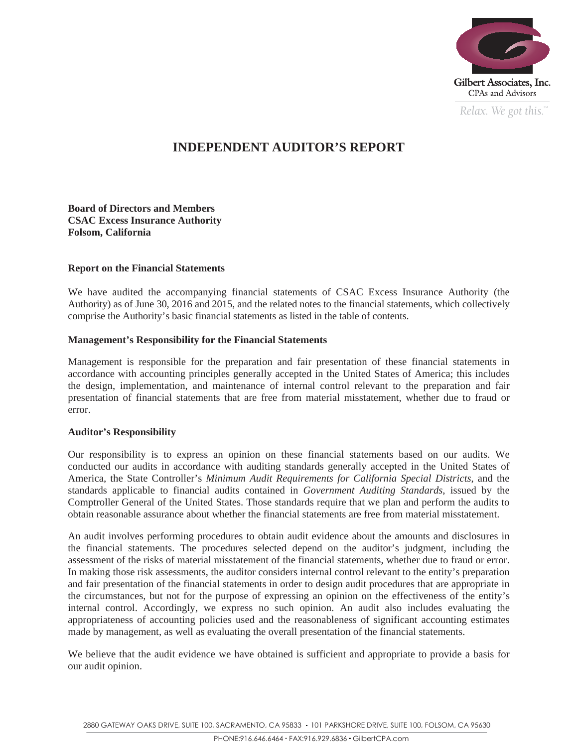Gilbert Associates, Inc.
CPAs and Advisors

*Relax. We got this.*℠

# INDEPENDENT AUDITOR'S REPORT

**Board of Directors and Members**
**CSAC Excess Insurance Authority**
**Folsom, California**

### Report on the Financial Statements

We have audited the accompanying financial statements of CSAC Excess Insurance Authority (the Authority) as of June 30, 2016 and 2015, and the related notes to the financial statements, which collectively comprise the Authority's basic financial statements as listed in the table of contents.

### Management's Responsibility for the Financial Statements

Management is responsible for the preparation and fair presentation of these financial statements in accordance with accounting principles generally accepted in the United States of America; this includes the design, implementation, and maintenance of internal control relevant to the preparation and fair presentation of financial statements that are free from material misstatement, whether due to fraud or error.

### Auditor's Responsibility

Our responsibility is to express an opinion on these financial statements based on our audits. We conducted our audits in accordance with auditing standards generally accepted in the United States of America, the State Controller's *Minimum Audit Requirements for California Special Districts*, and the standards applicable to financial audits contained in *Government Auditing Standards*, issued by the Comptroller General of the United States. Those standards require that we plan and perform the audits to obtain reasonable assurance about whether the financial statements are free from material misstatement.

An audit involves performing procedures to obtain audit evidence about the amounts and disclosures in the financial statements. The procedures selected depend on the auditor's judgment, including the assessment of the risks of material misstatement of the financial statements, whether due to fraud or error. In making those risk assessments, the auditor considers internal control relevant to the entity's preparation and fair presentation of the financial statements in order to design audit procedures that are appropriate in the circumstances, but not for the purpose of expressing an opinion on the effectiveness of the entity's internal control. Accordingly, we express no such opinion. An audit also includes evaluating the appropriateness of accounting policies used and the reasonableness of significant accounting estimates made by management, as well as evaluating the overall presentation of the financial statements.

We believe that the audit evidence we have obtained is sufficient and appropriate to provide a basis for our audit opinion.

2880 GATEWAY OAKS DRIVE, SUITE 100, SACRAMENTO, CA 95833 • 101 PARKSHORE DRIVE, SUITE 100, FOLSOM, CA 95630
PHONE:916.646.6464 • FAX:916.929.6836 • GilbertCPA.com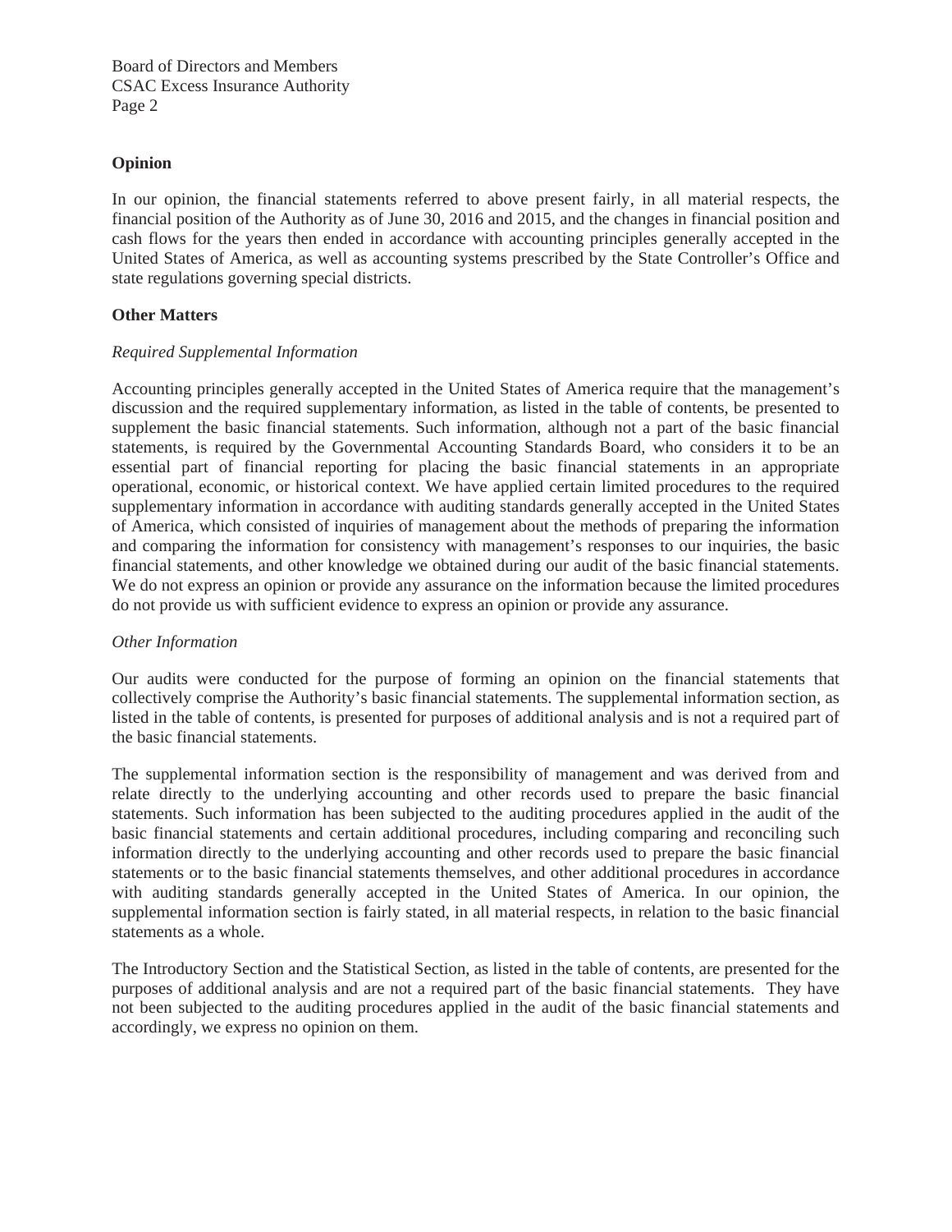Board of Directors and Members
CSAC Excess Insurance Authority

**Opinion**

In our opinion, the financial statements referred to above present fairly, in all material respects, the financial position of the Authority as of June 30, 2016 and 2015, and the changes in financial position and cash flows for the years then ended in accordance with accounting principles generally accepted in the United States of America, as well as accounting systems prescribed by the State Controller's Office and state regulations governing special districts.

**Other Matters**

*Required Supplemental Information*

Accounting principles generally accepted in the United States of America require that the management's discussion and the required supplementary information, as listed in the table of contents, be presented to supplement the basic financial statements. Such information, although not a part of the basic financial statements, is required by the Governmental Accounting Standards Board, who considers it to be an essential part of financial reporting for placing the basic financial statements in an appropriate operational, economic, or historical context. We have applied certain limited procedures to the required supplementary information in accordance with auditing standards generally accepted in the United States of America, which consisted of inquiries of management about the methods of preparing the information and comparing the information for consistency with management's responses to our inquiries, the basic financial statements, and other knowledge we obtained during our audit of the basic financial statements. We do not express an opinion or provide any assurance on the information because the limited procedures do not provide us with sufficient evidence to express an opinion or provide any assurance.

*Other Information*

Our audits were conducted for the purpose of forming an opinion on the financial statements that collectively comprise the Authority's basic financial statements. The supplemental information section, as listed in the table of contents, is presented for purposes of additional analysis and is not a required part of the basic financial statements.

The supplemental information section is the responsibility of management and was derived from and relate directly to the underlying accounting and other records used to prepare the basic financial statements. Such information has been subjected to the auditing procedures applied in the audit of the basic financial statements and certain additional procedures, including comparing and reconciling such information directly to the underlying accounting and other records used to prepare the basic financial statements or to the basic financial statements themselves, and other additional procedures in accordance with auditing standards generally accepted in the United States of America. In our opinion, the supplemental information section is fairly stated, in all material respects, in relation to the basic financial statements as a whole.

The Introductory Section and the Statistical Section, as listed in the table of contents, are presented for the purposes of additional analysis and are not a required part of the basic financial statements. They have not been subjected to the auditing procedures applied in the audit of the basic financial statements and accordingly, we express no opinion on them.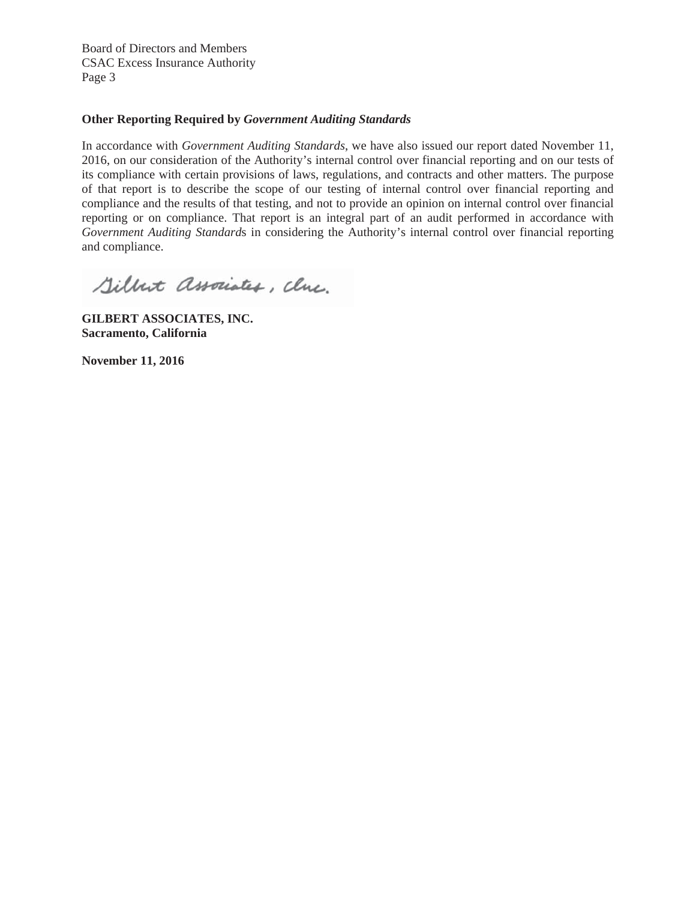Board of Directors and Members
CSAC Excess Insurance Authority
Page 3

**Other Reporting Required by *Government Auditing Standards***

In accordance with *Government Auditing Standards*, we have also issued our report dated November 11, 2016, on our consideration of the Authority's internal control over financial reporting and on our tests of its compliance with certain provisions of laws, regulations, and contracts and other matters. The purpose of that report is to describe the scope of our testing of internal control over financial reporting and compliance and the results of that testing, and not to provide an opinion on internal control over financial reporting or on compliance. That report is an integral part of an audit performed in accordance with *Government Auditing Standards* in considering the Authority's internal control over financial reporting and compliance.

Gilbert Associates, Inc.

**GILBERT ASSOCIATES, INC.**
**Sacramento, California**

**November 11, 2016**